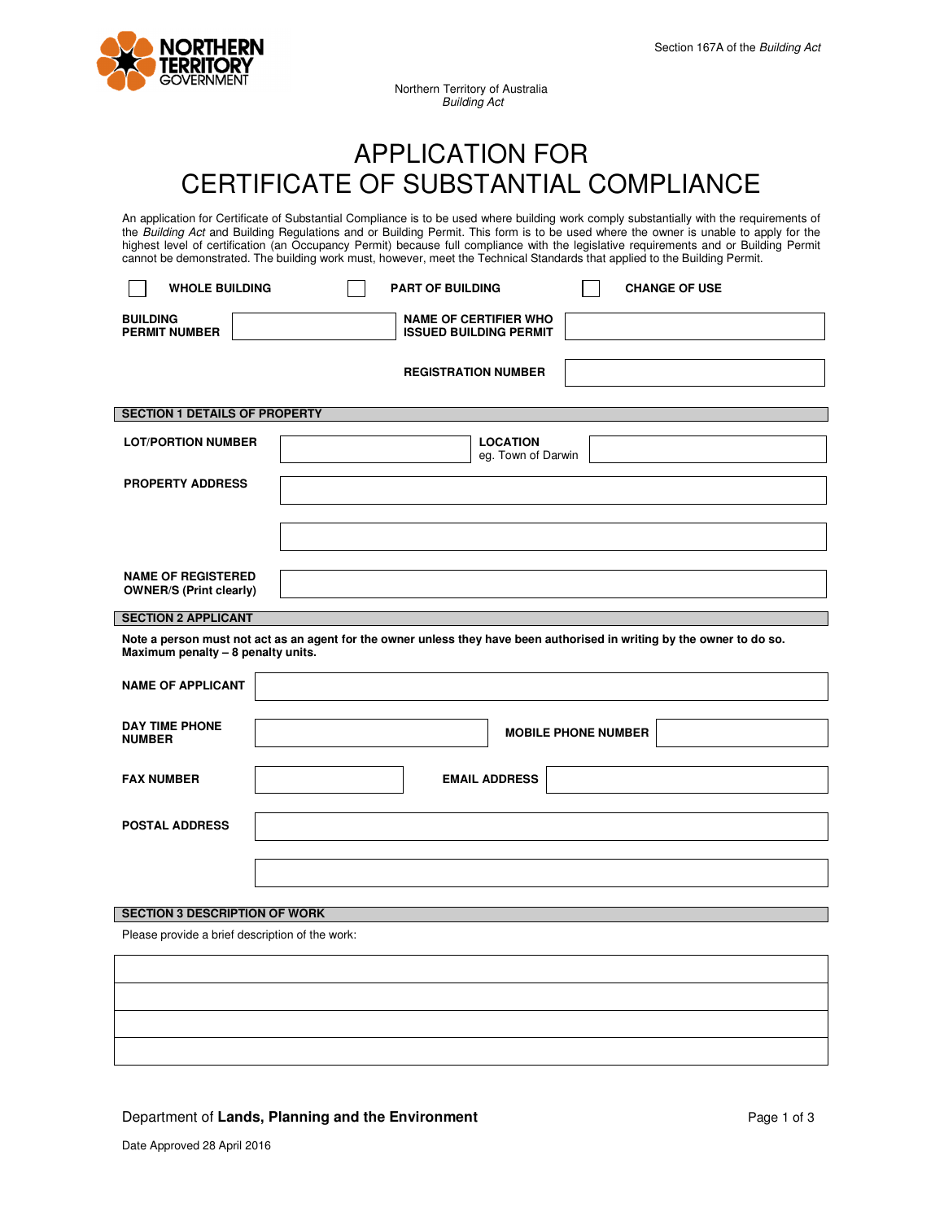Section 167A of the *Building Act*

Northern Territory of Australia
*Building Act*

# APPLICATION FOR CERTIFICATE OF SUBSTANTIAL COMPLIANCE

An application for Certificate of Substantial Compliance is to be used where building work comply substantially with the requirements of the *Building Act* and Building Regulations and or Building Permit. This form is to be used where the owner is unable to apply for the highest level of certification (an Occupancy Permit) because full compliance with the legislative requirements and or Building Permit cannot be demonstrated. The building work must, however, meet the Technical Standards that applied to the Building Permit.

☐ **WHOLE BUILDING** ☐ **PART OF BUILDING** ☐ **CHANGE OF USE**

| **BUILDING PERMIT NUMBER** | | **NAME OF CERTIFIER WHO ISSUED BUILDING PERMIT** | |
|---|---|---|---|
| | | **REGISTRATION NUMBER** | |

## SECTION 1 DETAILS OF PROPERTY

| **LOT/PORTION NUMBER** | | **LOCATION** eg. Town of Darwin | |
|---|---|---|---|
| **PROPERTY ADDRESS** | | | |
| | | | |
| **NAME OF REGISTERED OWNER/S (Print clearly)** | | | |

## SECTION 2 APPLICANT

**Note a person must not act as an agent for the owner unless they have been authorised in writing by the owner to do so. Maximum penalty – 8 penalty units.**

| **NAME OF APPLICANT** | | | |
|---|---|---|---|
| **DAY TIME PHONE NUMBER** | | **MOBILE PHONE NUMBER** | |
| **FAX NUMBER** | | **EMAIL ADDRESS** | |
| **POSTAL ADDRESS** | | | |
| | | | |

## SECTION 3 DESCRIPTION OF WORK

Please provide a brief description of the work:

| |
|---|
| |
| |
| |
| |

Department of **Lands, Planning and the Environment**

Date Approved 28 April 2016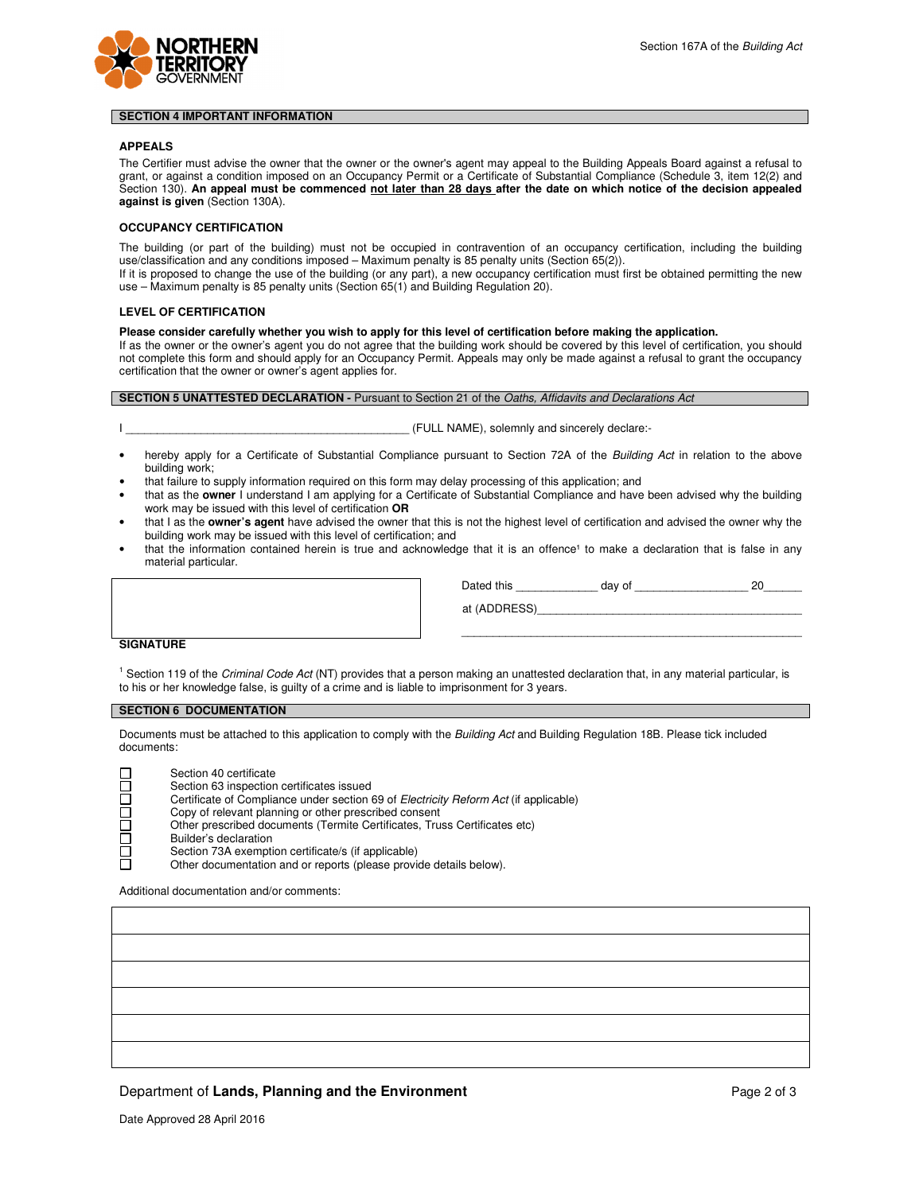## SECTION 4 IMPORTANT INFORMATION

### APPEALS

The Certifier must advise the owner that the owner or the owner's agent may appeal to the Building Appeals Board against a refusal to grant, or against a condition imposed on an Occupancy Permit or a Certificate of Substantial Compliance (Schedule 3, item 12(2) and Section 130). **An appeal must be commenced not later than 28 days after the date on which notice of the decision appealed against is given** (Section 130A).

### OCCUPANCY CERTIFICATION

The building (or part of the building) must not be occupied in contravention of an occupancy certification, including the building use/classification and any conditions imposed – Maximum penalty is 85 penalty units (Section 65(2)).
If it is proposed to change the use of the building (or any part), a new occupancy certification must first be obtained permitting the new use – Maximum penalty is 85 penalty units (Section 65(1) and Building Regulation 20).

### LEVEL OF CERTIFICATION

**Please consider carefully whether you wish to apply for this level of certification before making the application.**
If as the owner or the owner's agent you do not agree that the building work should be covered by this level of certification, you should not complete this form and should apply for an Occupancy Permit. Appeals may only be made against a refusal to grant the occupancy certification that the owner or owner's agent applies for.

## SECTION 5 UNATTESTED DECLARATION - Pursuant to Section 21 of the *Oaths, Affidavits and Declarations Act*

I ____________________________________________ (FULL NAME), solemnly and sincerely declare:-

- hereby apply for a Certificate of Substantial Compliance pursuant to Section 72A of the *Building Act* in relation to the above building work;
- that failure to supply information required on this form may delay processing of this application; and
- that as the **owner** I understand I am applying for a Certificate of Substantial Compliance and have been advised why the building work may be issued with this level of certification **OR**
- that I as the **owner's agent** have advised the owner that this is not the highest level of certification and advised the owner why the building work may be issued with this level of certification; and
- that the information contained herein is true and acknowledge that it is an offence[1] to make a declaration that is false in any material particular.

Dated this _____________ day of __________________ 20______

at (ADDRESS)__________________________________________

______________________________________________________

**SIGNATURE**

[1] Section 119 of the *Criminal Code Act* (NT) provides that a person making an unattested declaration that, in any material particular, is to his or her knowledge false, is guilty of a crime and is liable to imprisonment for 3 years.

## SECTION 6 DOCUMENTATION

Documents must be attached to this application to comply with the *Building Act* and Building Regulation 18B. Please tick included documents:

- ☐ Section 40 certificate
- ☐ Section 63 inspection certificates issued
- ☐ Certificate of Compliance under section 69 of *Electricity Reform Act* (if applicable)
- ☐ Copy of relevant planning or other prescribed consent
- ☐ Other prescribed documents (Termite Certificates, Truss Certificates etc)
- ☐ Builder's declaration
- ☐ Section 73A exemption certificate/s (if applicable)
- ☐ Other documentation and or reports (please provide details below).

Additional documentation and/or comments:

Department of **Lands, Planning and the Environment**

Date Approved 28 April 2016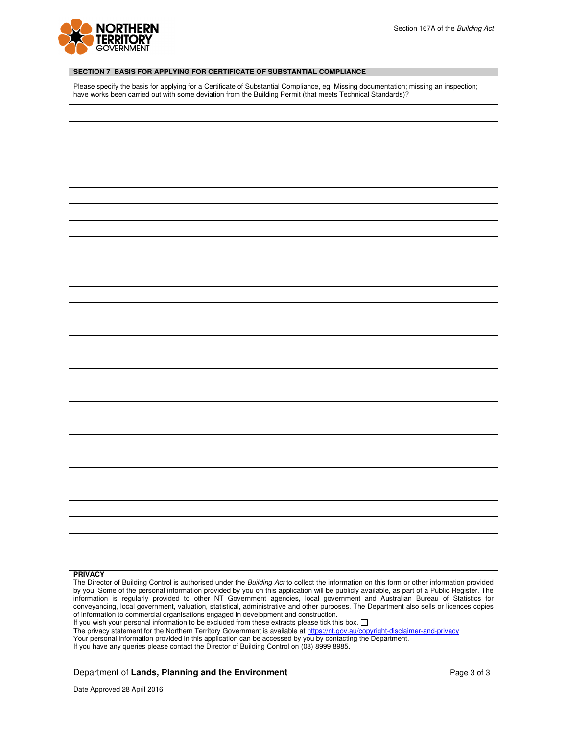Section 167A of the *Building Act*

## SECTION 7 BASIS FOR APPLYING FOR CERTIFICATE OF SUBSTANTIAL COMPLIANCE

Please specify the basis for applying for a Certificate of Substantial Compliance, eg. Missing documentation; missing an inspection; have works been carried out with some deviation from the Building Permit (that meets Technical Standards)?

| |
|---|
| |
| |
| |
| |
| |
| |
| |
| |
| |
| |
| |
| |
| |
| |
| |
| |
| |
| |
| |
| |
| |
| |
| |
| |
| |
| |

**PRIVACY**

The Director of Building Control is authorised under the *Building Act* to collect the information on this form or other information provided by you. Some of the personal information provided by you on this application will be publicly available, as part of a Public Register. The information is regularly provided to other NT Government agencies, local government and Australian Bureau of Statistics for conveyancing, local government, valuation, statistical, administrative and other purposes. The Department also sells or licences copies of information to commercial organisations engaged in development and construction.

If you wish your personal information to be excluded from these extracts please tick this box. ☐

The privacy statement for the Northern Territory Government is available at https://nt.gov.au/copyright-disclaimer-and-privacy

Your personal information provided in this application can be accessed by you by contacting the Department.

If you have any queries please contact the Director of Building Control on (08) 8999 8985.

Department of **Lands, Planning and the Environment**

Date Approved 28 April 2016